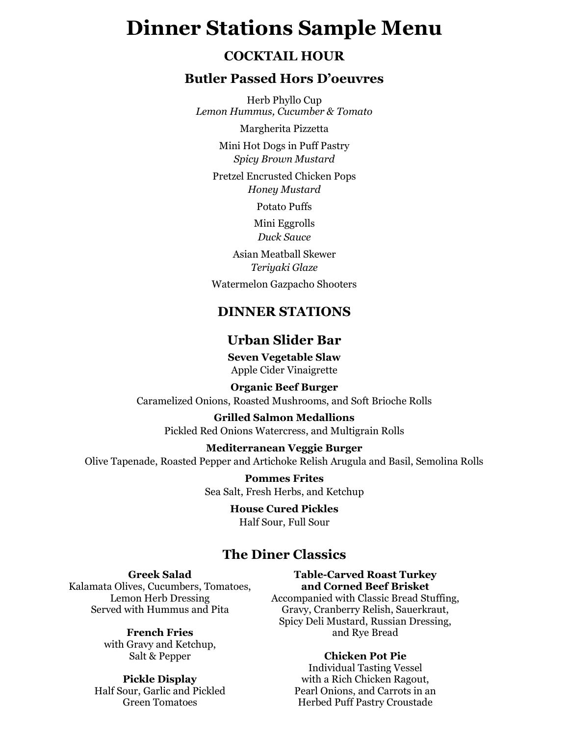# Dinner Stations Sample Menu

## COCKTAIL HOUR

### Butler Passed Hors D'oeuvres

Herb Phyllo Cup
*Lemon Hummus, Cucumber & Tomato*

Margherita Pizzetta

Mini Hot Dogs in Puff Pastry
*Spicy Brown Mustard*

Pretzel Encrusted Chicken Pops
*Honey Mustard*

Potato Puffs

Mini Eggrolls
*Duck Sauce*

Asian Meatball Skewer
*Teriyaki Glaze*

Watermelon Gazpacho Shooters

## DINNER STATIONS

### Urban Slider Bar

**Seven Vegetable Slaw**
Apple Cider Vinaigrette

**Organic Beef Burger**
Caramelized Onions, Roasted Mushrooms, and Soft Brioche Rolls

**Grilled Salmon Medallions**
Pickled Red Onions Watercress, and Multigrain Rolls

**Mediterranean Veggie Burger**
Olive Tapenade, Roasted Pepper and Artichoke Relish Arugula and Basil, Semolina Rolls

**Pommes Frites**
Sea Salt, Fresh Herbs, and Ketchup

**House Cured Pickles**
Half Sour, Full Sour

### The Diner Classics

**Greek Salad**
Kalamata Olives, Cucumbers, Tomatoes, Lemon Herb Dressing
Served with Hummus and Pita

**French Fries**
with Gravy and Ketchup, Salt & Pepper

**Pickle Display**
Half Sour, Garlic and Pickled Green Tomatoes

**Table-Carved Roast Turkey and Corned Beef Brisket**
Accompanied with Classic Bread Stuffing, Gravy, Cranberry Relish, Sauerkraut, Spicy Deli Mustard, Russian Dressing, and Rye Bread

**Chicken Pot Pie**
Individual Tasting Vessel with a Rich Chicken Ragout, Pearl Onions, and Carrots in an Herbed Puff Pastry Croustade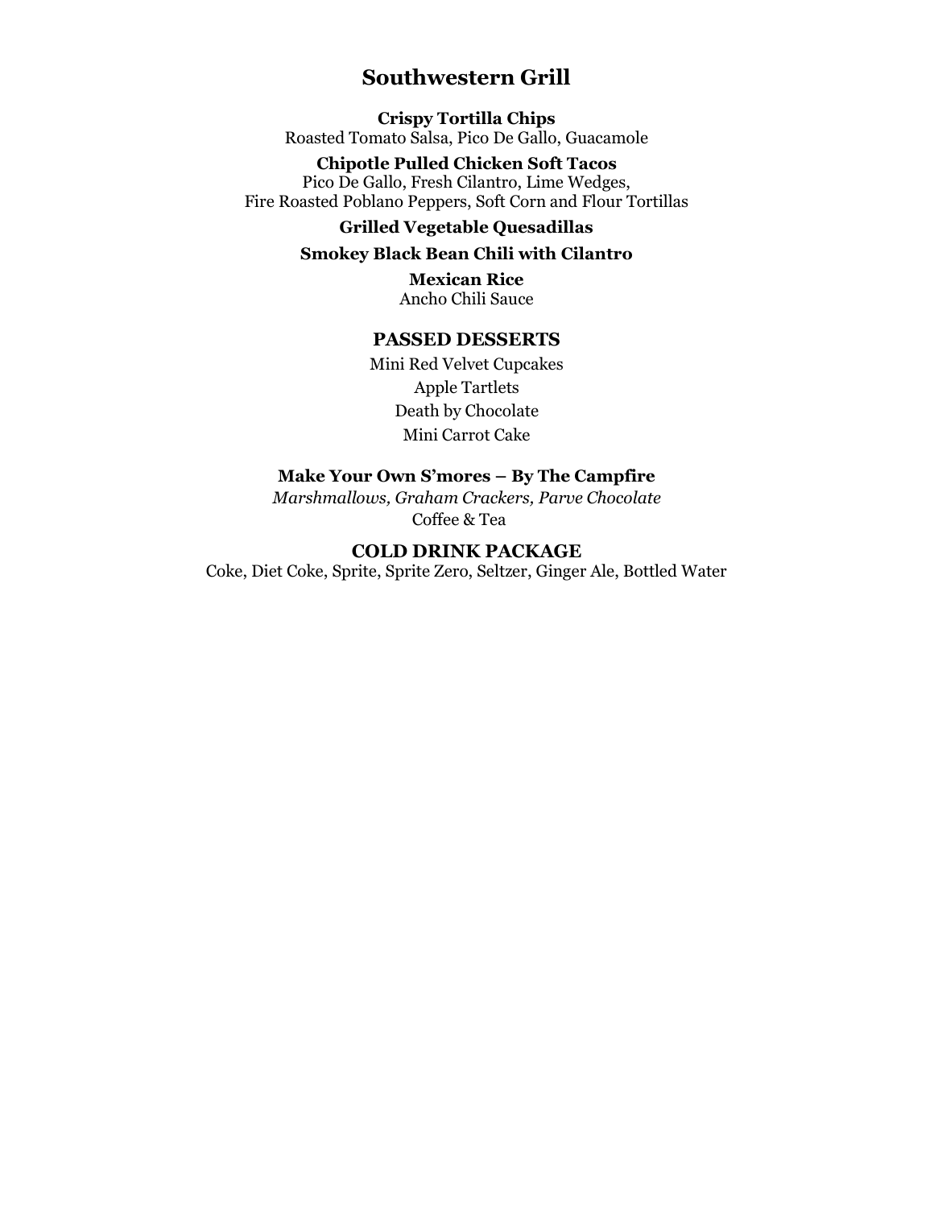# Southwestern Grill

**Crispy Tortilla Chips**
Roasted Tomato Salsa, Pico De Gallo, Guacamole

**Chipotle Pulled Chicken Soft Tacos**
Pico De Gallo, Fresh Cilantro, Lime Wedges,
Fire Roasted Poblano Peppers, Soft Corn and Flour Tortillas

**Grilled Vegetable Quesadillas**

**Smokey Black Bean Chili with Cilantro**

**Mexican Rice**
Ancho Chili Sauce

## PASSED DESSERTS

Mini Red Velvet Cupcakes
Apple Tartlets
Death by Chocolate
Mini Carrot Cake

**Make Your Own S'mores – By The Campfire**
*Marshmallows, Graham Crackers, Parve Chocolate*
Coffee & Tea

## COLD DRINK PACKAGE

Coke, Diet Coke, Sprite, Sprite Zero, Seltzer, Ginger Ale, Bottled Water